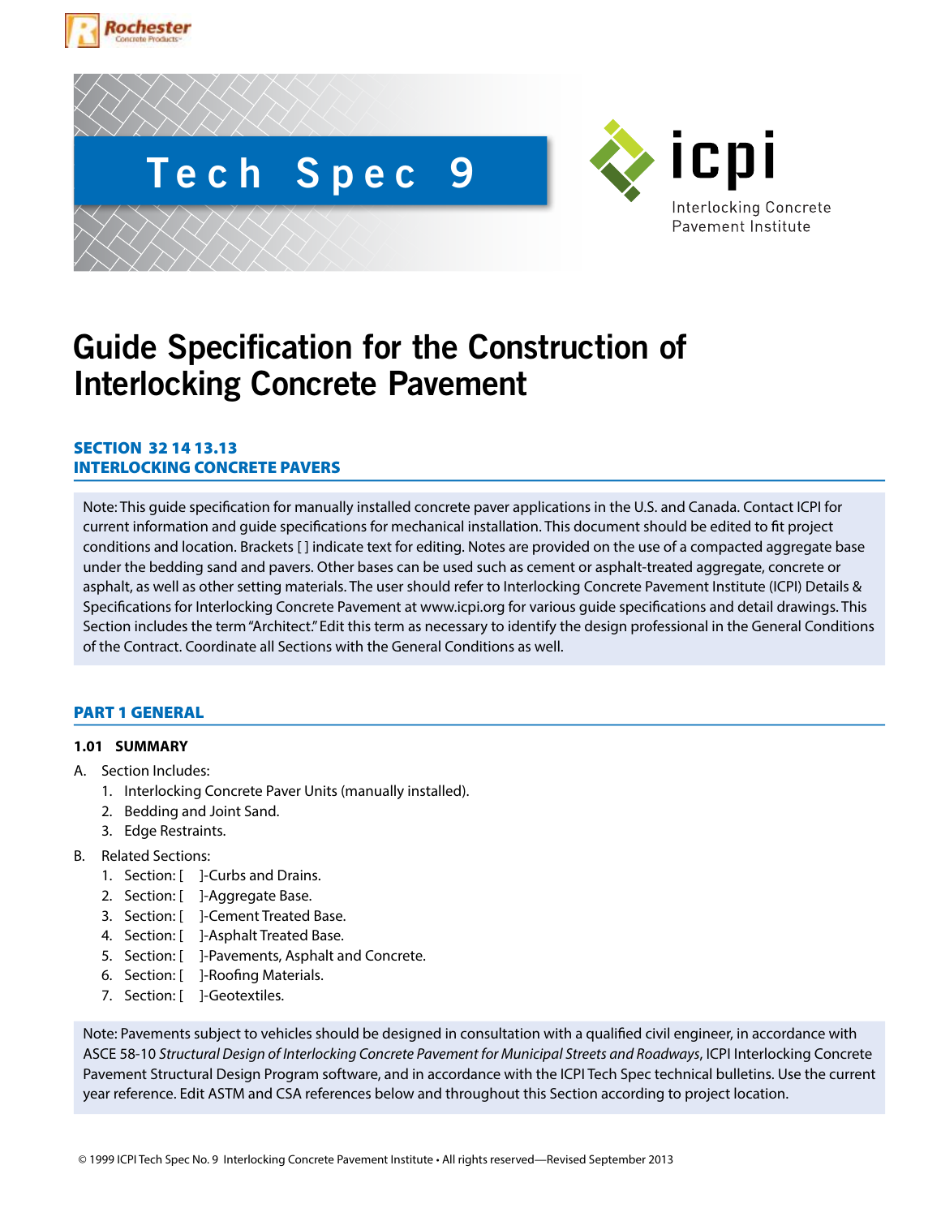Tech Spec 9

icpi
Interlocking Concrete Pavement Institute

# Guide Specification for the Construction of Interlocking Concrete Pavement

## SECTION 32 14 13.13
## INTERLOCKING CONCRETE PAVERS

Note: This guide specification for manually installed concrete paver applications in the U.S. and Canada. Contact ICPI for current information and guide specifications for mechanical installation. This document should be edited to fit project conditions and location. Brackets [ ] indicate text for editing. Notes are provided on the use of a compacted aggregate base under the bedding sand and pavers. Other bases can be used such as cement or asphalt-treated aggregate, concrete or asphalt, as well as other setting materials. The user should refer to Interlocking Concrete Pavement Institute (ICPI) Details & Specifications for Interlocking Concrete Pavement at www.icpi.org for various guide specifications and detail drawings. This Section includes the term "Architect." Edit this term as necessary to identify the design professional in the General Conditions of the Contract. Coordinate all Sections with the General Conditions as well.

## PART 1 GENERAL

### 1.01 SUMMARY

A. Section Includes:
   1. Interlocking Concrete Paver Units (manually installed).
   2. Bedding and Joint Sand.
   3. Edge Restraints.

B. Related Sections:
   1. Section: [ ]-Curbs and Drains.
   2. Section: [ ]-Aggregate Base.
   3. Section: [ ]-Cement Treated Base.
   4. Section: [ ]-Asphalt Treated Base.
   5. Section: [ ]-Pavements, Asphalt and Concrete.
   6. Section: [ ]-Roofing Materials.
   7. Section: [ ]-Geotextiles.

Note: Pavements subject to vehicles should be designed in consultation with a qualified civil engineer, in accordance with ASCE 58-10 *Structural Design of Interlocking Concrete Pavement for Municipal Streets and Roadways*, ICPI Interlocking Concrete Pavement Structural Design Program software, and in accordance with the ICPI Tech Spec technical bulletins. Use the current year reference. Edit ASTM and CSA references below and throughout this Section according to project location.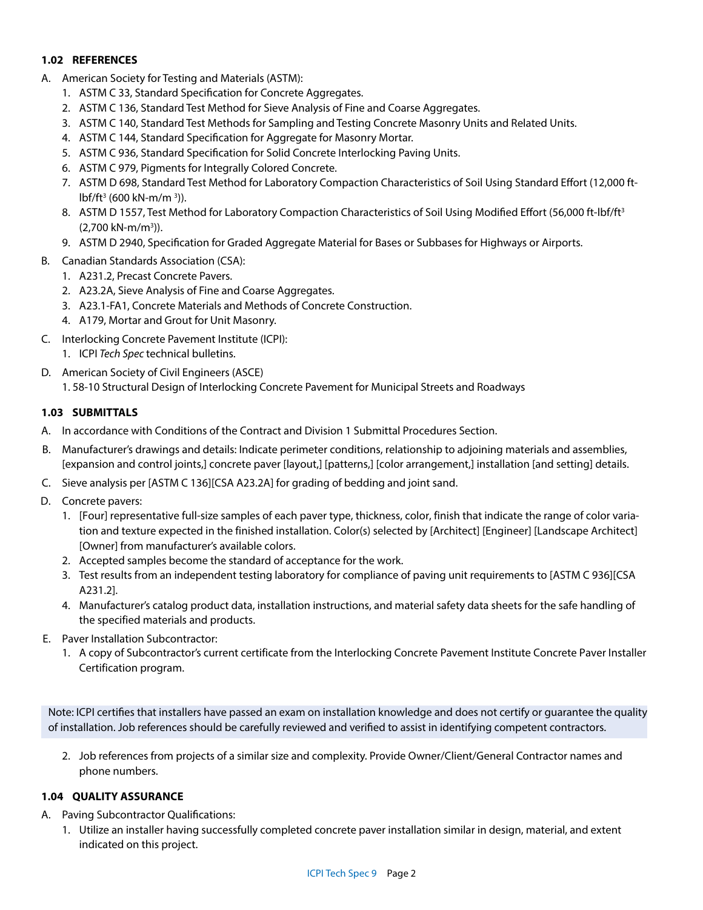### 1.02 REFERENCES

A. American Society for Testing and Materials (ASTM):
   1. ASTM C 33, Standard Specification for Concrete Aggregates.
   2. ASTM C 136, Standard Test Method for Sieve Analysis of Fine and Coarse Aggregates.
   3. ASTM C 140, Standard Test Methods for Sampling and Testing Concrete Masonry Units and Related Units.
   4. ASTM C 144, Standard Specification for Aggregate for Masonry Mortar.
   5. ASTM C 936, Standard Specification for Solid Concrete Interlocking Paving Units.
   6. ASTM C 979, Pigments for Integrally Colored Concrete.
   7. ASTM D 698, Standard Test Method for Laboratory Compaction Characteristics of Soil Using Standard Effort (12,000 ft-lbf/ft$^3$ (600 kN-m/m$^3$)).
   8. ASTM D 1557, Test Method for Laboratory Compaction Characteristics of Soil Using Modified Effort (56,000 ft-lbf/ft$^3$ (2,700 kN-m/m$^3$)).
   9. ASTM D 2940, Specification for Graded Aggregate Material for Bases or Subbases for Highways or Airports.

B. Canadian Standards Association (CSA):
   1. A231.2, Precast Concrete Pavers.
   2. A23.2A, Sieve Analysis of Fine and Coarse Aggregates.
   3. A23.1-FA1, Concrete Materials and Methods of Concrete Construction.
   4. A179, Mortar and Grout for Unit Masonry.

C. Interlocking Concrete Pavement Institute (ICPI):
   1. ICPI *Tech Spec* technical bulletins.

D. American Society of Civil Engineers (ASCE)
   1. 58-10 Structural Design of Interlocking Concrete Pavement for Municipal Streets and Roadways

### 1.03 SUBMITTALS

A. In accordance with Conditions of the Contract and Division 1 Submittal Procedures Section.

B. Manufacturer's drawings and details: Indicate perimeter conditions, relationship to adjoining materials and assemblies, [expansion and control joints,] concrete paver [layout,] [patterns,] [color arrangement,] installation [and setting] details.

C. Sieve analysis per [ASTM C 136][CSA A23.2A] for grading of bedding and joint sand.

D. Concrete pavers:
   1. [Four] representative full-size samples of each paver type, thickness, color, finish that indicate the range of color variation and texture expected in the finished installation. Color(s) selected by [Architect] [Engineer] [Landscape Architect] [Owner] from manufacturer's available colors.
   2. Accepted samples become the standard of acceptance for the work.
   3. Test results from an independent testing laboratory for compliance of paving unit requirements to [ASTM C 936][CSA A231.2].
   4. Manufacturer's catalog product data, installation instructions, and material safety data sheets for the safe handling of the specified materials and products.

E. Paver Installation Subcontractor:
   1. A copy of Subcontractor's current certificate from the Interlocking Concrete Pavement Institute Concrete Paver Installer Certification program.

> Note: ICPI certifies that installers have passed an exam on installation knowledge and does not certify or guarantee the quality of installation. Job references should be carefully reviewed and verified to assist in identifying competent contractors.

   2. Job references from projects of a similar size and complexity. Provide Owner/Client/General Contractor names and phone numbers.

### 1.04 QUALITY ASSURANCE

A. Paving Subcontractor Qualifications:
   1. Utilize an installer having successfully completed concrete paver installation similar in design, material, and extent indicated on this project.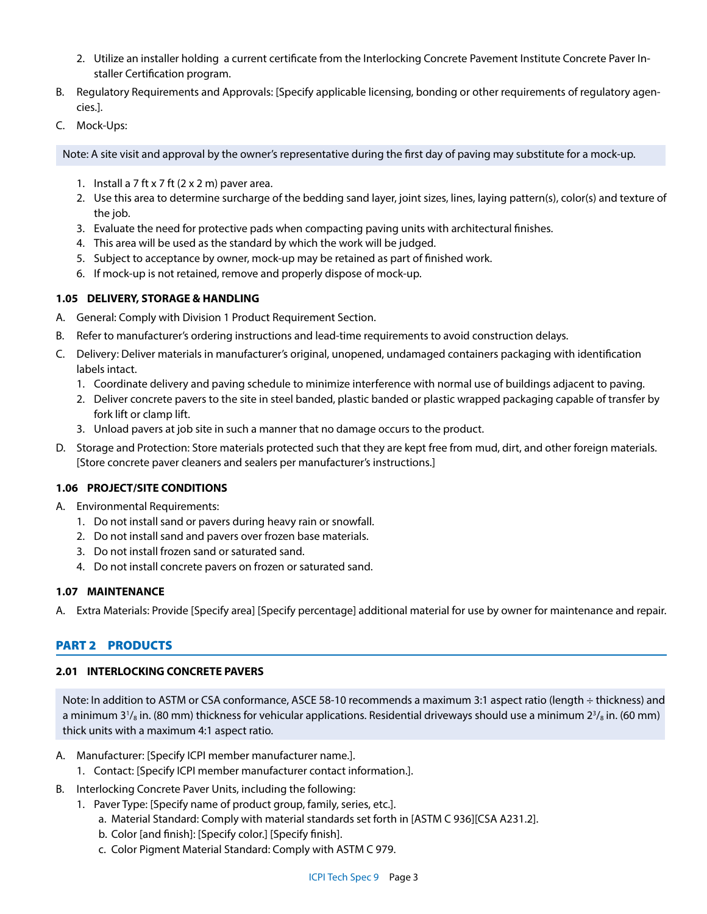2. Utilize an installer holding a current certificate from the Interlocking Concrete Pavement Institute Concrete Paver Installer Certification program.

B. Regulatory Requirements and Approvals: [Specify applicable licensing, bonding or other requirements of regulatory agencies.].

C. Mock-Ups:

> Note: A site visit and approval by the owner's representative during the first day of paving may substitute for a mock-up.

1. Install a 7 ft x 7 ft (2 x 2 m) paver area.
2. Use this area to determine surcharge of the bedding sand layer, joint sizes, lines, laying pattern(s), color(s) and texture of the job.
3. Evaluate the need for protective pads when compacting paving units with architectural finishes.
4. This area will be used as the standard by which the work will be judged.
5. Subject to acceptance by owner, mock-up may be retained as part of finished work.
6. If mock-up is not retained, remove and properly dispose of mock-up.

#### 1.05 DELIVERY, STORAGE & HANDLING

A. General: Comply with Division 1 Product Requirement Section.

B. Refer to manufacturer's ordering instructions and lead-time requirements to avoid construction delays.

C. Delivery: Deliver materials in manufacturer's original, unopened, undamaged containers packaging with identification labels intact.

1. Coordinate delivery and paving schedule to minimize interference with normal use of buildings adjacent to paving.
2. Deliver concrete pavers to the site in steel banded, plastic banded or plastic wrapped packaging capable of transfer by fork lift or clamp lift.
3. Unload pavers at job site in such a manner that no damage occurs to the product.

D. Storage and Protection: Store materials protected such that they are kept free from mud, dirt, and other foreign materials. [Store concrete paver cleaners and sealers per manufacturer's instructions.]

#### 1.06 PROJECT/SITE CONDITIONS

A. Environmental Requirements:

1. Do not install sand or pavers during heavy rain or snowfall.
2. Do not install sand and pavers over frozen base materials.
3. Do not install frozen sand or saturated sand.
4. Do not install concrete pavers on frozen or saturated sand.

#### 1.07 MAINTENANCE

A. Extra Materials: Provide [Specify area] [Specify percentage] additional material for use by owner for maintenance and repair.

## PART 2 PRODUCTS

#### 2.01 INTERLOCKING CONCRETE PAVERS

> Note: In addition to ASTM or CSA conformance, ASCE 58-10 recommends a maximum 3:1 aspect ratio (length ÷ thickness) and a minimum 3$^1/_8$ in. (80 mm) thickness for vehicular applications. Residential driveways should use a minimum 2$^3/_8$ in. (60 mm) thick units with a maximum 4:1 aspect ratio.

A. Manufacturer: [Specify ICPI member manufacturer name.].

1. Contact: [Specify ICPI member manufacturer contact information.].

B. Interlocking Concrete Paver Units, including the following:

1. Paver Type: [Specify name of product group, family, series, etc.].
   a. Material Standard: Comply with material standards set forth in [ASTM C 936][CSA A231.2].
   b. Color [and finish]: [Specify color.] [Specify finish].
   c. Color Pigment Material Standard: Comply with ASTM C 979.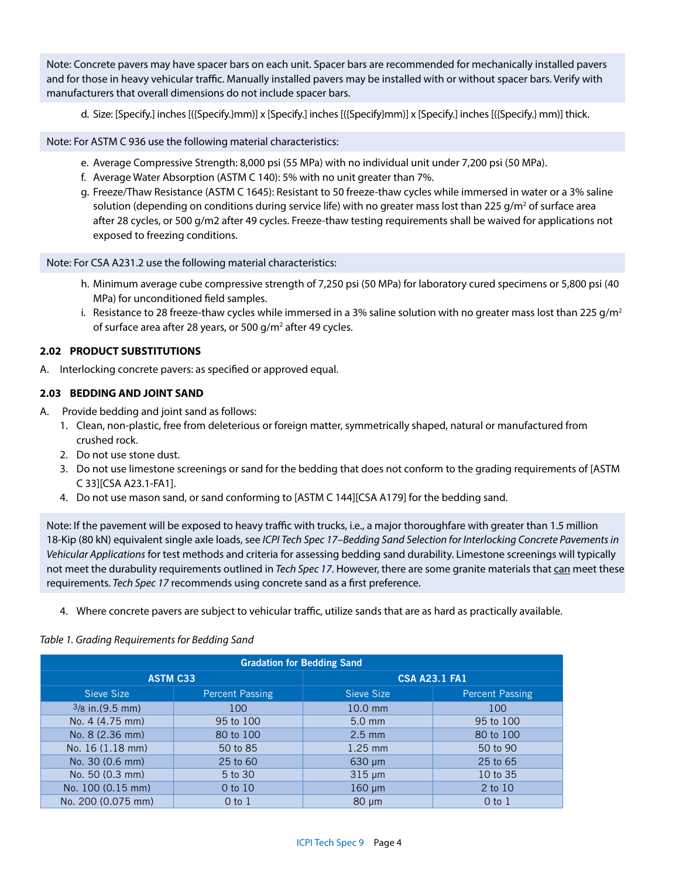Note: Concrete pavers may have spacer bars on each unit. Spacer bars are recommended for mechanically installed pavers and for those in heavy vehicular traffic. Manually installed pavers may be installed with or without spacer bars. Verify with manufacturers that overall dimensions do not include spacer bars.

d. Size: [Specify.] inches [({Specify.}mm)] x [Specify.] inches [({Specify}mm)] x [Specify.] inches [({Specify.} mm)] thick.

Note: For ASTM C 936 use the following material characteristics:

e. Average Compressive Strength: 8,000 psi (55 MPa) with no individual unit under 7,200 psi (50 MPa).
f. Average Water Absorption (ASTM C 140): 5% with no unit greater than 7%.
g. Freeze/Thaw Resistance (ASTM C 1645): Resistant to 50 freeze-thaw cycles while immersed in water or a 3% saline solution (depending on conditions during service life) with no greater mass lost than 225 g/m² of surface area after 28 cycles, or 500 g/m2 after 49 cycles. Freeze-thaw testing requirements shall be waived for applications not exposed to freezing conditions.

Note: For CSA A231.2 use the following material characteristics:

h. Minimum average cube compressive strength of 7,250 psi (50 MPa) for laboratory cured specimens or 5,800 psi (40 MPa) for unconditioned field samples.
i. Resistance to 28 freeze-thaw cycles while immersed in a 3% saline solution with no greater mass lost than 225 g/m² of surface area after 28 years, or 500 g/m² after 49 cycles.

### 2.02 PRODUCT SUBSTITUTIONS

A. Interlocking concrete pavers: as specified or approved equal.

### 2.03 BEDDING AND JOINT SAND

A. Provide bedding and joint sand as follows:
1. Clean, non-plastic, free from deleterious or foreign matter, symmetrically shaped, natural or manufactured from crushed rock.
2. Do not use stone dust.
3. Do not use limestone screenings or sand for the bedding that does not conform to the grading requirements of [ASTM C 33][CSA A23.1-FA1].
4. Do not use mason sand, or sand conforming to [ASTM C 144][CSA A179] for the bedding sand.

Note: If the pavement will be exposed to heavy traffic with trucks, i.e., a major thoroughfare with greater than 1.5 million 18-Kip (80 kN) equivalent single axle loads, see *ICPI Tech Spec 17–Bedding Sand Selection for Interlocking Concrete Pavements in Vehicular Applications* for test methods and criteria for assessing bedding sand durability. Limestone screenings will typically not meet the durability requirements outlined in *Tech Spec 17*. However, there are some granite materials that can meet these requirements. *Tech Spec 17* recommends using concrete sand as a first preference.

4. Where concrete pavers are subject to vehicular traffic, utilize sands that are as hard as practically available.

*Table 1. Grading Requirements for Bedding Sand*

| Gradation for Bedding Sand | | | |
|---|---|---|---|
| ASTM C33 | | CSA A23.1 FA1 | |
| Sieve Size | Percent Passing | Sieve Size | Percent Passing |
| 3/8 in.(9.5 mm) | 100 | 10.0 mm | 100 |
| No. 4 (4.75 mm) | 95 to 100 | 5.0 mm | 95 to 100 |
| No. 8 (2.36 mm) | 80 to 100 | 2.5 mm | 80 to 100 |
| No. 16 (1.18 mm) | 50 to 85 | 1.25 mm | 50 to 90 |
| No. 30 (0.6 mm) | 25 to 60 | 630 μm | 25 to 65 |
| No. 50 (0.3 mm) | 5 to 30 | 315 μm | 10 to 35 |
| No. 100 (0.15 mm) | 0 to 10 | 160 μm | 2 to 10 |
| No. 200 (0.075 mm) | 0 to 1 | 80 μm | 0 to 1 |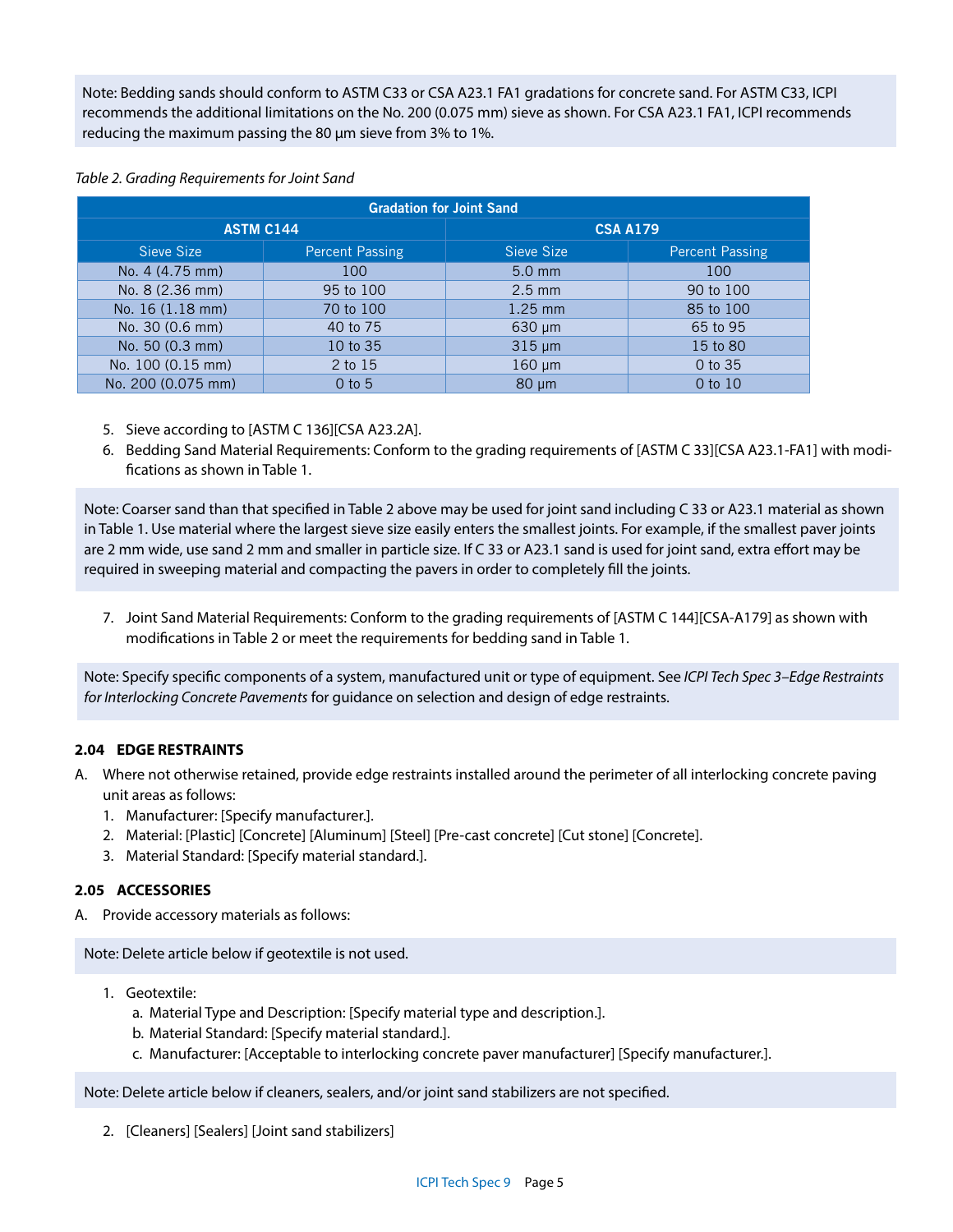Note: Bedding sands should conform to ASTM C33 or CSA A23.1 FA1 gradations for concrete sand. For ASTM C33, ICPI recommends the additional limitations on the No. 200 (0.075 mm) sieve as shown. For CSA A23.1 FA1, ICPI recommends reducing the maximum passing the 80 µm sieve from 3% to 1%.

*Table 2. Grading Requirements for Joint Sand*

| Gradation for Joint Sand | | | |
|---|---|---|---|
| ASTM C144 | | CSA A179 | |
| Sieve Size | Percent Passing | Sieve Size | Percent Passing |
| No. 4 (4.75 mm) | 100 | 5.0 mm | 100 |
| No. 8 (2.36 mm) | 95 to 100 | 2.5 mm | 90 to 100 |
| No. 16 (1.18 mm) | 70 to 100 | 1.25 mm | 85 to 100 |
| No. 30 (0.6 mm) | 40 to 75 | 630 µm | 65 to 95 |
| No. 50 (0.3 mm) | 10 to 35 | 315 µm | 15 to 80 |
| No. 100 (0.15 mm) | 2 to 15 | 160 µm | 0 to 35 |
| No. 200 (0.075 mm) | 0 to 5 | 80 µm | 0 to 10 |

5. Sieve according to [ASTM C 136][CSA A23.2A].
6. Bedding Sand Material Requirements: Conform to the grading requirements of [ASTM C 33][CSA A23.1-FA1] with modifications as shown in Table 1.

Note: Coarser sand than that specified in Table 2 above may be used for joint sand including C 33 or A23.1 material as shown in Table 1. Use material where the largest sieve size easily enters the smallest joints. For example, if the smallest paver joints are 2 mm wide, use sand 2 mm and smaller in particle size. If C 33 or A23.1 sand is used for joint sand, extra effort may be required in sweeping material and compacting the pavers in order to completely fill the joints.

7. Joint Sand Material Requirements: Conform to the grading requirements of [ASTM C 144][CSA-A179] as shown with modifications in Table 2 or meet the requirements for bedding sand in Table 1.

Note: Specify specific components of a system, manufactured unit or type of equipment. See *ICPI Tech Spec 3–Edge Restraints for Interlocking Concrete Pavements* for guidance on selection and design of edge restraints.

### 2.04 EDGE RESTRAINTS

A. Where not otherwise retained, provide edge restraints installed around the perimeter of all interlocking concrete paving unit areas as follows:
   1. Manufacturer: [Specify manufacturer.].
   2. Material: [Plastic] [Concrete] [Aluminum] [Steel] [Pre-cast concrete] [Cut stone] [Concrete].
   3. Material Standard: [Specify material standard.].

### 2.05 ACCESSORIES

A. Provide accessory materials as follows:

Note: Delete article below if geotextile is not used.

   1. Geotextile:
      a. Material Type and Description: [Specify material type and description.].
      b. Material Standard: [Specify material standard.].
      c. Manufacturer: [Acceptable to interlocking concrete paver manufacturer] [Specify manufacturer.].

Note: Delete article below if cleaners, sealers, and/or joint sand stabilizers are not specified.

   2. [Cleaners] [Sealers] [Joint sand stabilizers]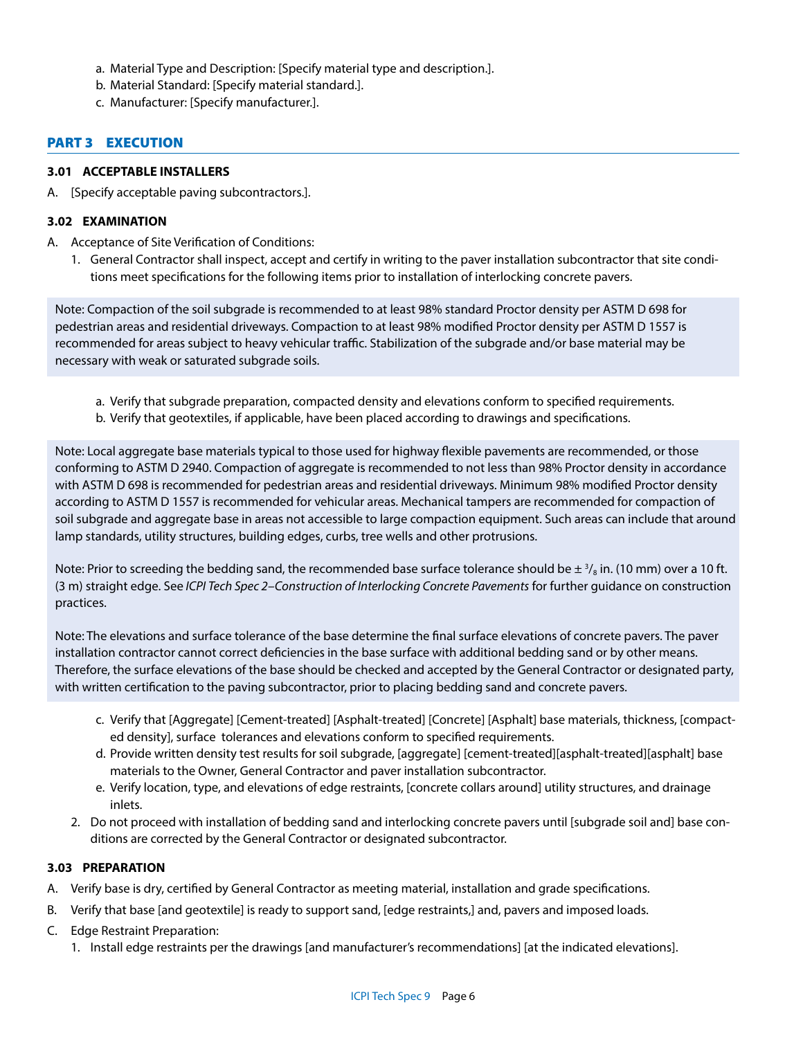a. Material Type and Description: [Specify material type and description.].
b. Material Standard: [Specify material standard.].
c. Manufacturer: [Specify manufacturer.].

## PART 3 EXECUTION

### 3.01 ACCEPTABLE INSTALLERS

A. [Specify acceptable paving subcontractors.].

### 3.02 EXAMINATION

A. Acceptance of Site Verification of Conditions:

1. General Contractor shall inspect, accept and certify in writing to the paver installation subcontractor that site conditions meet specifications for the following items prior to installation of interlocking concrete pavers.

> Note: Compaction of the soil subgrade is recommended to at least 98% standard Proctor density per ASTM D 698 for pedestrian areas and residential driveways. Compaction to at least 98% modified Proctor density per ASTM D 1557 is recommended for areas subject to heavy vehicular traffic. Stabilization of the subgrade and/or base material may be necessary with weak or saturated subgrade soils.

a. Verify that subgrade preparation, compacted density and elevations conform to specified requirements.
b. Verify that geotextiles, if applicable, have been placed according to drawings and specifications.

> Note: Local aggregate base materials typical to those used for highway flexible pavements are recommended, or those conforming to ASTM D 2940. Compaction of aggregate is recommended to not less than 98% Proctor density in accordance with ASTM D 698 is recommended for pedestrian areas and residential driveways. Minimum 98% modified Proctor density according to ASTM D 1557 is recommended for vehicular areas. Mechanical tampers are recommended for compaction of soil subgrade and aggregate base in areas not accessible to large compaction equipment. Such areas can include that around lamp standards, utility structures, building edges, curbs, tree wells and other protrusions.
>
> Note: Prior to screeding the bedding sand, the recommended base surface tolerance should be ± $^{3}/_{8}$ in. (10 mm) over a 10 ft. (3 m) straight edge. See *ICPI Tech Spec 2–Construction of Interlocking Concrete Pavements* for further guidance on construction practices.
>
> Note: The elevations and surface tolerance of the base determine the final surface elevations of concrete pavers. The paver installation contractor cannot correct deficiencies in the base surface with additional bedding sand or by other means. Therefore, the surface elevations of the base should be checked and accepted by the General Contractor or designated party, with written certification to the paving subcontractor, prior to placing bedding sand and concrete pavers.

c. Verify that [Aggregate] [Cement-treated] [Asphalt-treated] [Concrete] [Asphalt] base materials, thickness, [compacted density], surface tolerances and elevations conform to specified requirements.
d. Provide written density test results for soil subgrade, [aggregate] [cement-treated][asphalt-treated][asphalt] base materials to the Owner, General Contractor and paver installation subcontractor.
e. Verify location, type, and elevations of edge restraints, [concrete collars around] utility structures, and drainage inlets.

2. Do not proceed with installation of bedding sand and interlocking concrete pavers until [subgrade soil and] base conditions are corrected by the General Contractor or designated subcontractor.

### 3.03 PREPARATION

A. Verify base is dry, certified by General Contractor as meeting material, installation and grade specifications.

B. Verify that base [and geotextile] is ready to support sand, [edge restraints,] and, pavers and imposed loads.

C. Edge Restraint Preparation:

1. Install edge restraints per the drawings [and manufacturer's recommendations] [at the indicated elevations].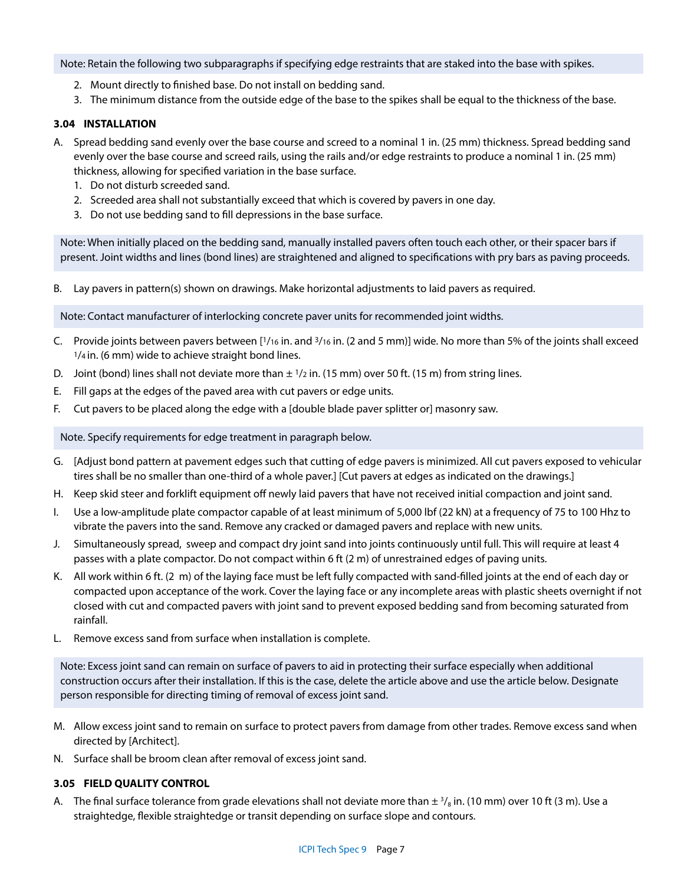Note: Retain the following two subparagraphs if specifying edge restraints that are staked into the base with spikes.

2. Mount directly to finished base. Do not install on bedding sand.
3. The minimum distance from the outside edge of the base to the spikes shall be equal to the thickness of the base.

### 3.04 INSTALLATION

A. Spread bedding sand evenly over the base course and screed to a nominal 1 in. (25 mm) thickness. Spread bedding sand evenly over the base course and screed rails, using the rails and/or edge restraints to produce a nominal 1 in. (25 mm) thickness, allowing for specified variation in the base surface.
   1. Do not disturb screeded sand.
   2. Screeded area shall not substantially exceed that which is covered by pavers in one day.
   3. Do not use bedding sand to fill depressions in the base surface.

Note: When initially placed on the bedding sand, manually installed pavers often touch each other, or their spacer bars if present. Joint widths and lines (bond lines) are straightened and aligned to specifications with pry bars as paving proceeds.

B. Lay pavers in pattern(s) shown on drawings. Make horizontal adjustments to laid pavers as required.

Note: Contact manufacturer of interlocking concrete paver units for recommended joint widths.

C. Provide joints between pavers between [1/16 in. and 3/16 in. (2 and 5 mm)] wide. No more than 5% of the joints shall exceed 1/4 in. (6 mm) wide to achieve straight bond lines.

D. Joint (bond) lines shall not deviate more than ± 1/2 in. (15 mm) over 50 ft. (15 m) from string lines.

E. Fill gaps at the edges of the paved area with cut pavers or edge units.

F. Cut pavers to be placed along the edge with a [double blade paver splitter or] masonry saw.

Note. Specify requirements for edge treatment in paragraph below.

G. [Adjust bond pattern at pavement edges such that cutting of edge pavers is minimized. All cut pavers exposed to vehicular tires shall be no smaller than one-third of a whole paver.] [Cut pavers at edges as indicated on the drawings.]

H. Keep skid steer and forklift equipment off newly laid pavers that have not received initial compaction and joint sand.

I. Use a low-amplitude plate compactor capable of at least minimum of 5,000 lbf (22 kN) at a frequency of 75 to 100 Hhz to vibrate the pavers into the sand. Remove any cracked or damaged pavers and replace with new units.

J. Simultaneously spread, sweep and compact dry joint sand into joints continuously until full. This will require at least 4 passes with a plate compactor. Do not compact within 6 ft (2 m) of unrestrained edges of paving units.

K. All work within 6 ft. (2 m) of the laying face must be left fully compacted with sand-filled joints at the end of each day or compacted upon acceptance of the work. Cover the laying face or any incomplete areas with plastic sheets overnight if not closed with cut and compacted pavers with joint sand to prevent exposed bedding sand from becoming saturated from rainfall.

L. Remove excess sand from surface when installation is complete.

Note: Excess joint sand can remain on surface of pavers to aid in protecting their surface especially when additional construction occurs after their installation. If this is the case, delete the article above and use the article below. Designate person responsible for directing timing of removal of excess joint sand.

M. Allow excess joint sand to remain on surface to protect pavers from damage from other trades. Remove excess sand when directed by [Architect].

N. Surface shall be broom clean after removal of excess joint sand.

### 3.05 FIELD QUALITY CONTROL

A. The final surface tolerance from grade elevations shall not deviate more than ± 3/8 in. (10 mm) over 10 ft (3 m). Use a straightedge, flexible straightedge or transit depending on surface slope and contours.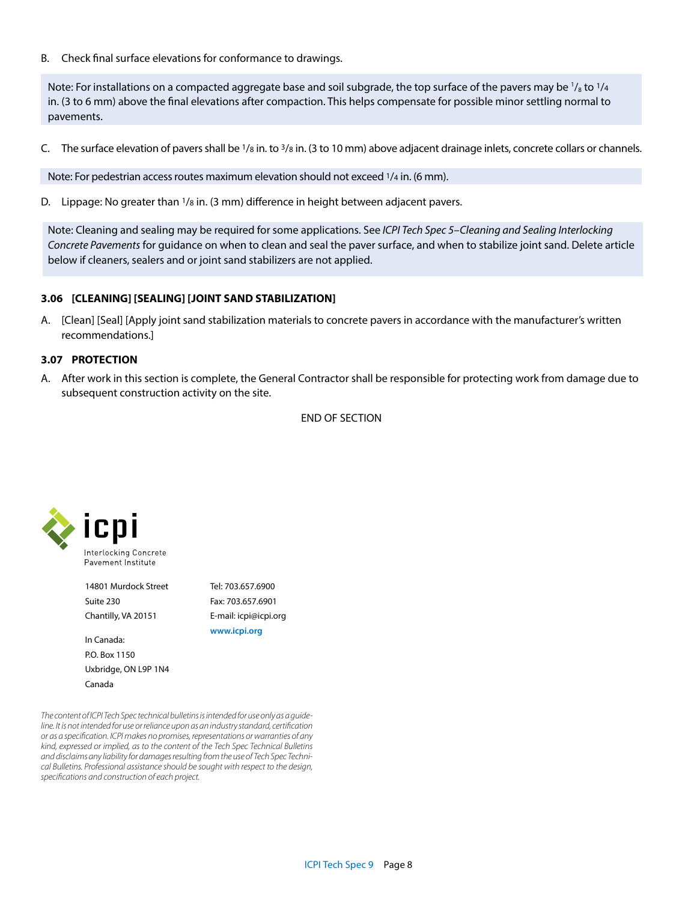B. Check final surface elevations for conformance to drawings.

Note: For installations on a compacted aggregate base and soil subgrade, the top surface of the pavers may be 1/8 to 1/4 in. (3 to 6 mm) above the final elevations after compaction. This helps compensate for possible minor settling normal to pavements.

C. The surface elevation of pavers shall be 1/8 in. to 3/8 in. (3 to 10 mm) above adjacent drainage inlets, concrete collars or channels.

Note: For pedestrian access routes maximum elevation should not exceed 1/4 in. (6 mm).

D. Lippage: No greater than 1/8 in. (3 mm) difference in height between adjacent pavers.

Note: Cleaning and sealing may be required for some applications. See *ICPI Tech Spec 5–Cleaning and Sealing Interlocking Concrete Pavements* for guidance on when to clean and seal the paver surface, and when to stabilize joint sand. Delete article below if cleaners, sealers and or joint sand stabilizers are not applied.

### 3.06 [CLEANING] [SEALING] [JOINT SAND STABILIZATION]

A. [Clean] [Seal] [Apply joint sand stabilization materials to concrete pavers in accordance with the manufacturer's written recommendations.]

### 3.07 PROTECTION

A. After work in this section is complete, the General Contractor shall be responsible for protecting work from damage due to subsequent construction activity on the site.

END OF SECTION

icpi
Interlocking Concrete Pavement Institute

14801 Murdock Street
Suite 230
Chantilly, VA 20151

In Canada:
P.O. Box 1150
Uxbridge, ON L9P 1N4
Canada

Tel: 703.657.6900
Fax: 703.657.6901
E-mail: icpi@icpi.org
**www.icpi.org**

*The content of ICPI Tech Spec technical bulletins is intended for use only as a guideline. It is not intended for use or reliance upon as an industry standard, certification or as a specification. ICPI makes no promises, representations or warranties of any kind, expressed or implied, as to the content of the Tech Spec Technical Bulletins and disclaims any liability for damages resulting from the use of Tech Spec Technical Bulletins. Professional assistance should be sought with respect to the design, specifications and construction of each project.*